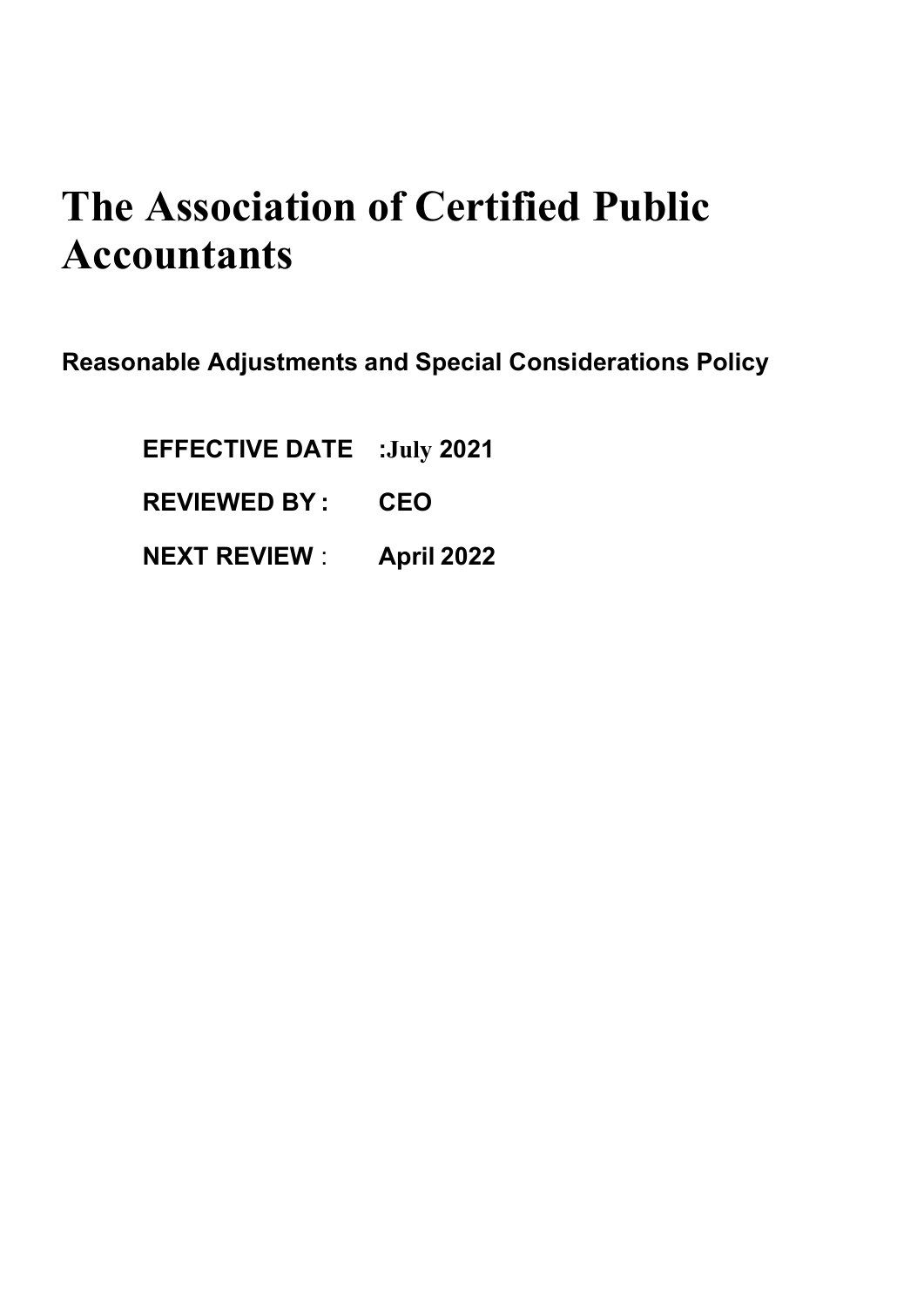# The Association of Certified Public Accountants

**Reasonable Adjustments and Special Considerations Policy**

**EFFECTIVE DATE :July 2021**

**REVIEWED BY : CEO**

**NEXT REVIEW : April 2022**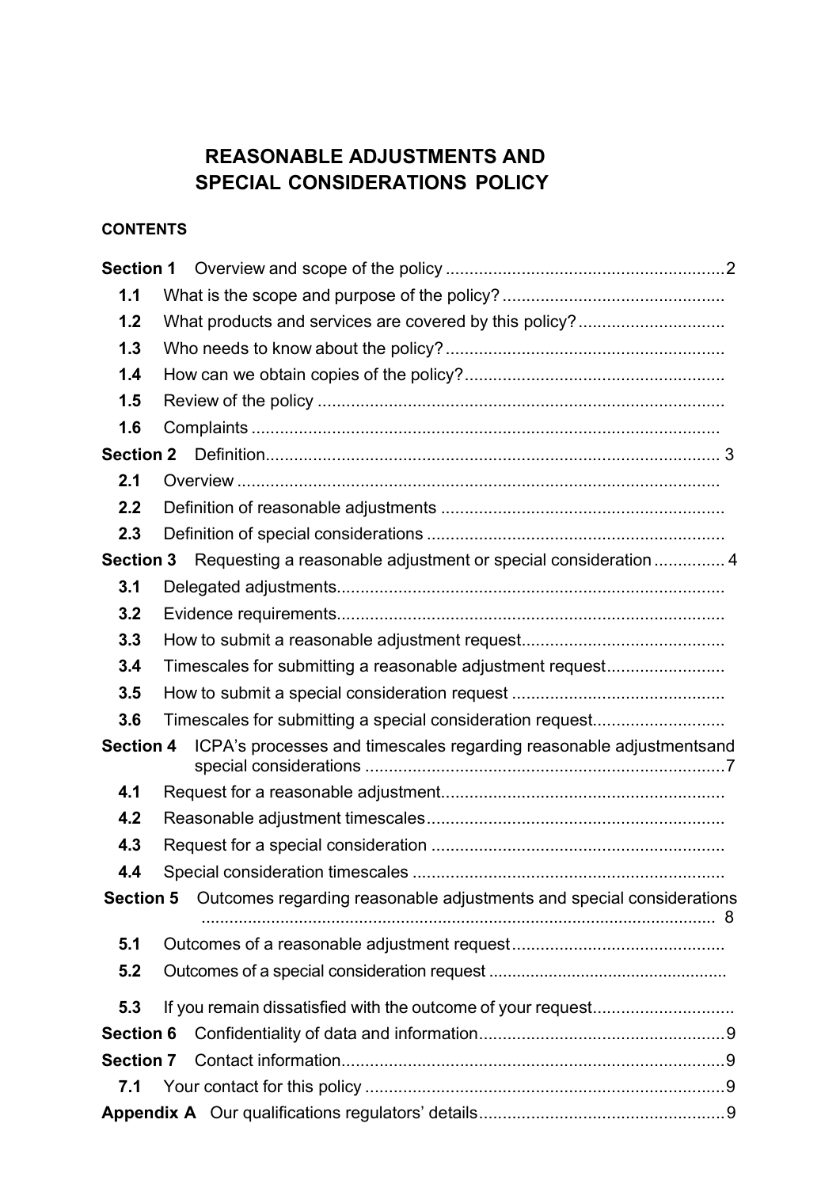# REASONABLE ADJUSTMENTS AND SPECIAL CONSIDERATIONS POLICY

**CONTENTS**

| | | |
|---|---|---|
| **Section 1** | Overview and scope of the policy | 2 |
| **1.1** | What is the scope and purpose of the policy? | |
| **1.2** | What products and services are covered by this policy? | |
| **1.3** | Who needs to know about the policy? | |
| **1.4** | How can we obtain copies of the policy? | |
| **1.5** | Review of the policy | |
| **1.6** | Complaints | |
| **Section 2** | Definition | 3 |
| **2.1** | Overview | |
| **2.2** | Definition of reasonable adjustments | |
| **2.3** | Definition of special considerations | |
| **Section 3** | Requesting a reasonable adjustment or special consideration | 4 |
| **3.1** | Delegated adjustments | |
| **3.2** | Evidence requirements | |
| **3.3** | How to submit a reasonable adjustment request | |
| **3.4** | Timescales for submitting a reasonable adjustment request | |
| **3.5** | How to submit a special consideration request | |
| **3.6** | Timescales for submitting a special consideration request | |
| **Section 4** | ICPA's processes and timescales regarding reasonable adjustmentsand special considerations | 7 |
| **4.1** | Request for a reasonable adjustment | |
| **4.2** | Reasonable adjustment timescales | |
| **4.3** | Request for a special consideration | |
| **4.4** | Special consideration timescales | |
| **Section 5** | Outcomes regarding reasonable adjustments and special considerations | 8 |
| **5.1** | Outcomes of a reasonable adjustment request | |
| **5.2** | Outcomes of a special consideration request | |
| **5.3** | If you remain dissatisfied with the outcome of your request | |
| **Section 6** | Confidentiality of data and information | 9 |
| **Section 7** | Contact information | 9 |
| **7.1** | Your contact for this policy | 9 |
| **Appendix A** | Our qualifications regulators' details | 9 |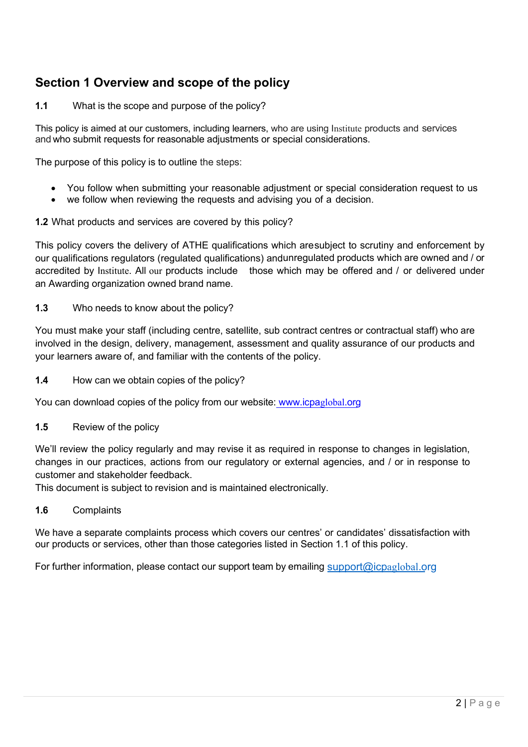## Section 1 Overview and scope of the policy

**1.1** What is the scope and purpose of the policy?

This policy is aimed at our customers, including learners, who are using Institute products and services and who submit requests for reasonable adjustments or special considerations.

The purpose of this policy is to outline the steps:

- You follow when submitting your reasonable adjustment or special consideration request to us
- we follow when reviewing the requests and advising you of a decision.

**1.2** What products and services are covered by this policy?

This policy covers the delivery of ATHE qualifications which aresubject to scrutiny and enforcement by our qualifications regulators (regulated qualifications) andunregulated products which are owned and / or accredited by Institute. All our products include those which may be offered and / or delivered under an Awarding organization owned brand name.

**1.3** Who needs to know about the policy?

You must make your staff (including centre, satellite, sub contract centres or contractual staff) who are involved in the design, delivery, management, assessment and quality assurance of our products and your learners aware of, and familiar with the contents of the policy.

**1.4** How can we obtain copies of the policy?

You can download copies of the policy from our website: www.icpaglobal.org

**1.5** Review of the policy

We'll review the policy regularly and may revise it as required in response to changes in legislation, changes in our practices, actions from our regulatory or external agencies, and / or in response to customer and stakeholder feedback.
This document is subject to revision and is maintained electronically.

**1.6** Complaints

We have a separate complaints process which covers our centres' or candidates' dissatisfaction with our products or services, other than those categories listed in Section 1.1 of this policy.

For further information, please contact our support team by emailing support@icpaglobal.org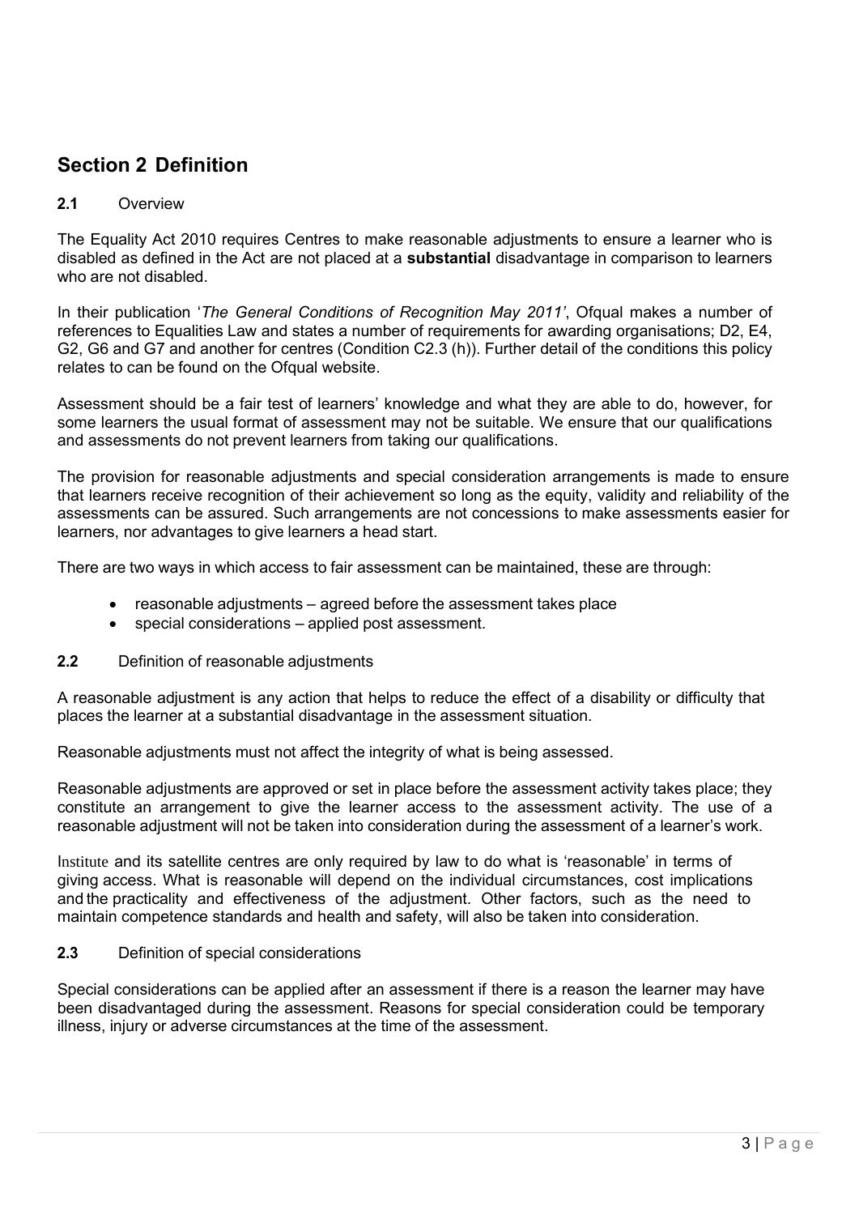## Section 2 Definition

**2.1** Overview

The Equality Act 2010 requires Centres to make reasonable adjustments to ensure a learner who is disabled as defined in the Act are not placed at a **substantial** disadvantage in comparison to learners who are not disabled.

In their publication '*The General Conditions of Recognition May 2011'*, Ofqual makes a number of references to Equalities Law and states a number of requirements for awarding organisations; D2, E4, G2, G6 and G7 and another for centres (Condition C2.3 (h)). Further detail of the conditions this policy relates to can be found on the Ofqual website.

Assessment should be a fair test of learners' knowledge and what they are able to do, however, for some learners the usual format of assessment may not be suitable. We ensure that our qualifications and assessments do not prevent learners from taking our qualifications.

The provision for reasonable adjustments and special consideration arrangements is made to ensure that learners receive recognition of their achievement so long as the equity, validity and reliability of the assessments can be assured. Such arrangements are not concessions to make assessments easier for learners, nor advantages to give learners a head start.

There are two ways in which access to fair assessment can be maintained, these are through:

- reasonable adjustments – agreed before the assessment takes place
- special considerations – applied post assessment.

**2.2** Definition of reasonable adjustments

A reasonable adjustment is any action that helps to reduce the effect of a disability or difficulty that places the learner at a substantial disadvantage in the assessment situation.

Reasonable adjustments must not affect the integrity of what is being assessed.

Reasonable adjustments are approved or set in place before the assessment activity takes place; they constitute an arrangement to give the learner access to the assessment activity. The use of a reasonable adjustment will not be taken into consideration during the assessment of a learner's work.

Institute and its satellite centres are only required by law to do what is 'reasonable' in terms of giving access. What is reasonable will depend on the individual circumstances, cost implications and the practicality and effectiveness of the adjustment. Other factors, such as the need to maintain competence standards and health and safety, will also be taken into consideration.

**2.3** Definition of special considerations

Special considerations can be applied after an assessment if there is a reason the learner may have been disadvantaged during the assessment. Reasons for special consideration could be temporary illness, injury or adverse circumstances at the time of the assessment.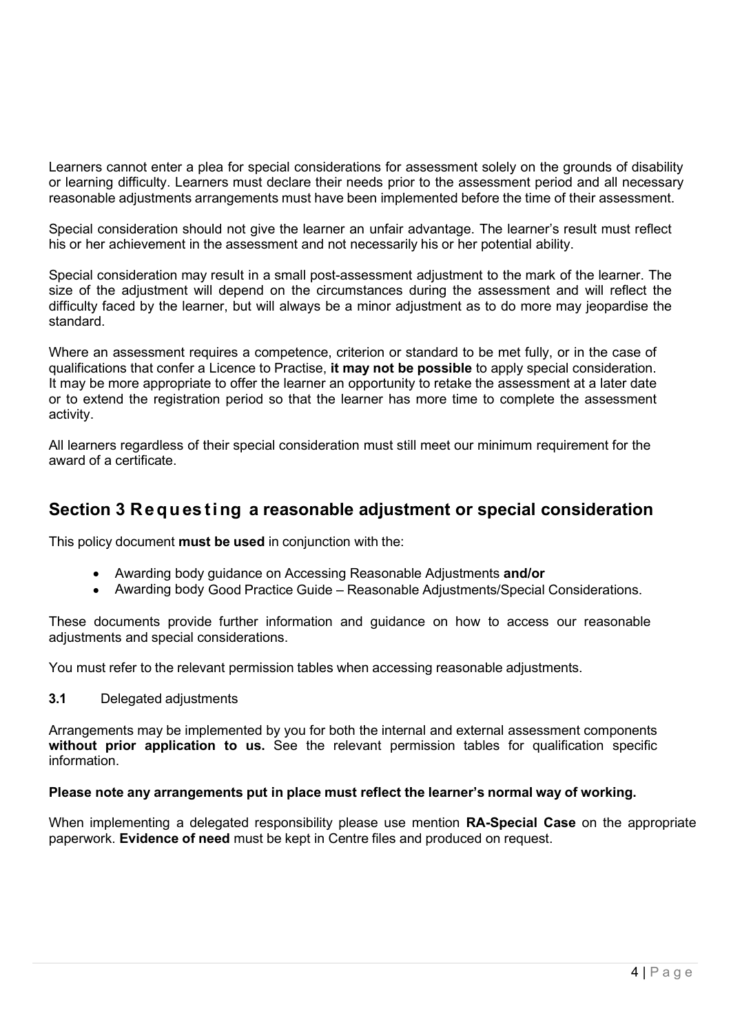Learners cannot enter a plea for special considerations for assessment solely on the grounds of disability or learning difficulty. Learners must declare their needs prior to the assessment period and all necessary reasonable adjustments arrangements must have been implemented before the time of their assessment.

Special consideration should not give the learner an unfair advantage. The learner's result must reflect his or her achievement in the assessment and not necessarily his or her potential ability.

Special consideration may result in a small post-assessment adjustment to the mark of the learner. The size of the adjustment will depend on the circumstances during the assessment and will reflect the difficulty faced by the learner, but will always be a minor adjustment as to do more may jeopardise the standard.

Where an assessment requires a competence, criterion or standard to be met fully, or in the case of qualifications that confer a Licence to Practise, **it may not be possible** to apply special consideration. It may be more appropriate to offer the learner an opportunity to retake the assessment at a later date or to extend the registration period so that the learner has more time to complete the assessment activity.

All learners regardless of their special consideration must still meet our minimum requirement for the award of a certificate.

## Section 3 Requesting a reasonable adjustment or special consideration

This policy document **must be used** in conjunction with the:

- Awarding body guidance on Accessing Reasonable Adjustments **and/or**
- Awarding body Good Practice Guide – Reasonable Adjustments/Special Considerations.

These documents provide further information and guidance on how to access our reasonable adjustments and special considerations.

You must refer to the relevant permission tables when accessing reasonable adjustments.

**3.1** Delegated adjustments

Arrangements may be implemented by you for both the internal and external assessment components **without prior application to us.** See the relevant permission tables for qualification specific information.

**Please note any arrangements put in place must reflect the learner's normal way of working.**

When implementing a delegated responsibility please use mention **RA-Special Case** on the appropriate paperwork. **Evidence of need** must be kept in Centre files and produced on request.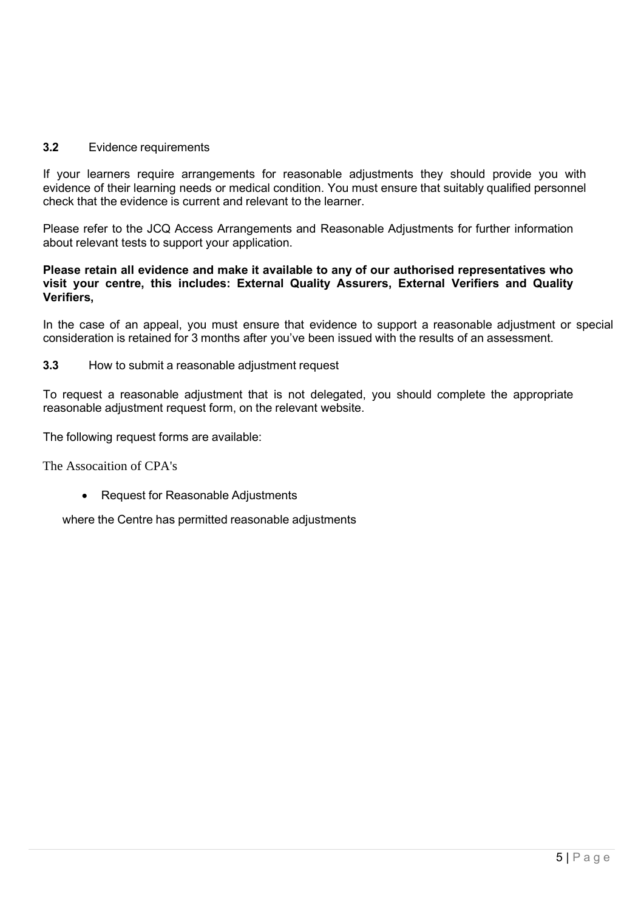### 3.2 Evidence requirements

If your learners require arrangements for reasonable adjustments they should provide you with evidence of their learning needs or medical condition. You must ensure that suitably qualified personnel check that the evidence is current and relevant to the learner.

Please refer to the JCQ Access Arrangements and Reasonable Adjustments for further information about relevant tests to support your application.

**Please retain all evidence and make it available to any of our authorised representatives who visit your centre, this includes: External Quality Assurers, External Verifiers and Quality Verifiers,**

In the case of an appeal, you must ensure that evidence to support a reasonable adjustment or special consideration is retained for 3 months after you've been issued with the results of an assessment.

### 3.3 How to submit a reasonable adjustment request

To request a reasonable adjustment that is not delegated, you should complete the appropriate reasonable adjustment request form, on the relevant website.

The following request forms are available:

The Assocaition of CPA's

- Request for Reasonable Adjustments

where the Centre has permitted reasonable adjustments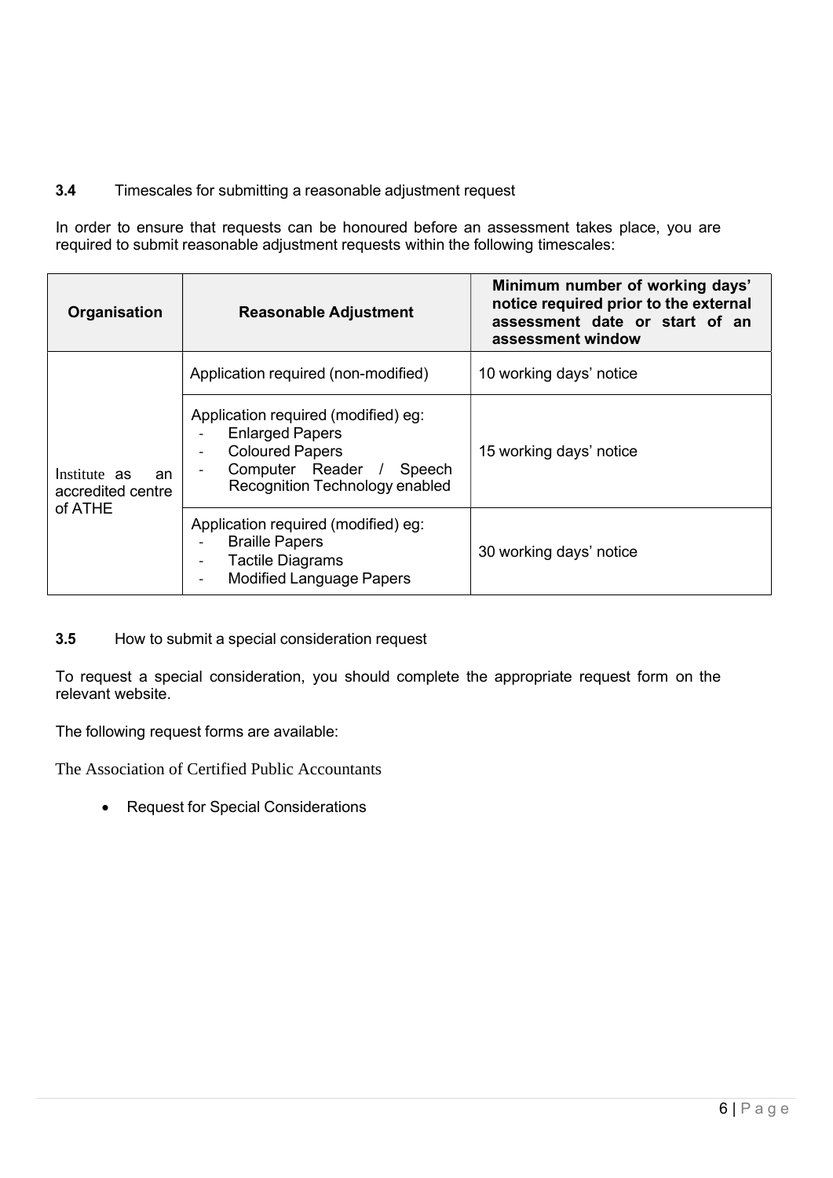**3.4** Timescales for submitting a reasonable adjustment request

In order to ensure that requests can be honoured before an assessment takes place, you are required to submit reasonable adjustment requests within the following timescales:

| Organisation | Reasonable Adjustment | Minimum number of working days' notice required prior to the external assessment date or start of an assessment window |
|---|---|---|
| Institute as an accredited centre of ATHE | Application required (non-modified) | 10 working days' notice |
| | Application required (modified) eg:<br>- Enlarged Papers<br>- Coloured Papers<br>- Computer Reader / Speech Recognition Technology enabled | 15 working days' notice |
| | Application required (modified) eg:<br>- Braille Papers<br>- Tactile Diagrams<br>- Modified Language Papers | 30 working days' notice |

**3.5** How to submit a special consideration request

To request a special consideration, you should complete the appropriate request form on the relevant website.

The following request forms are available:

The Association of Certified Public Accountants

- Request for Special Considerations